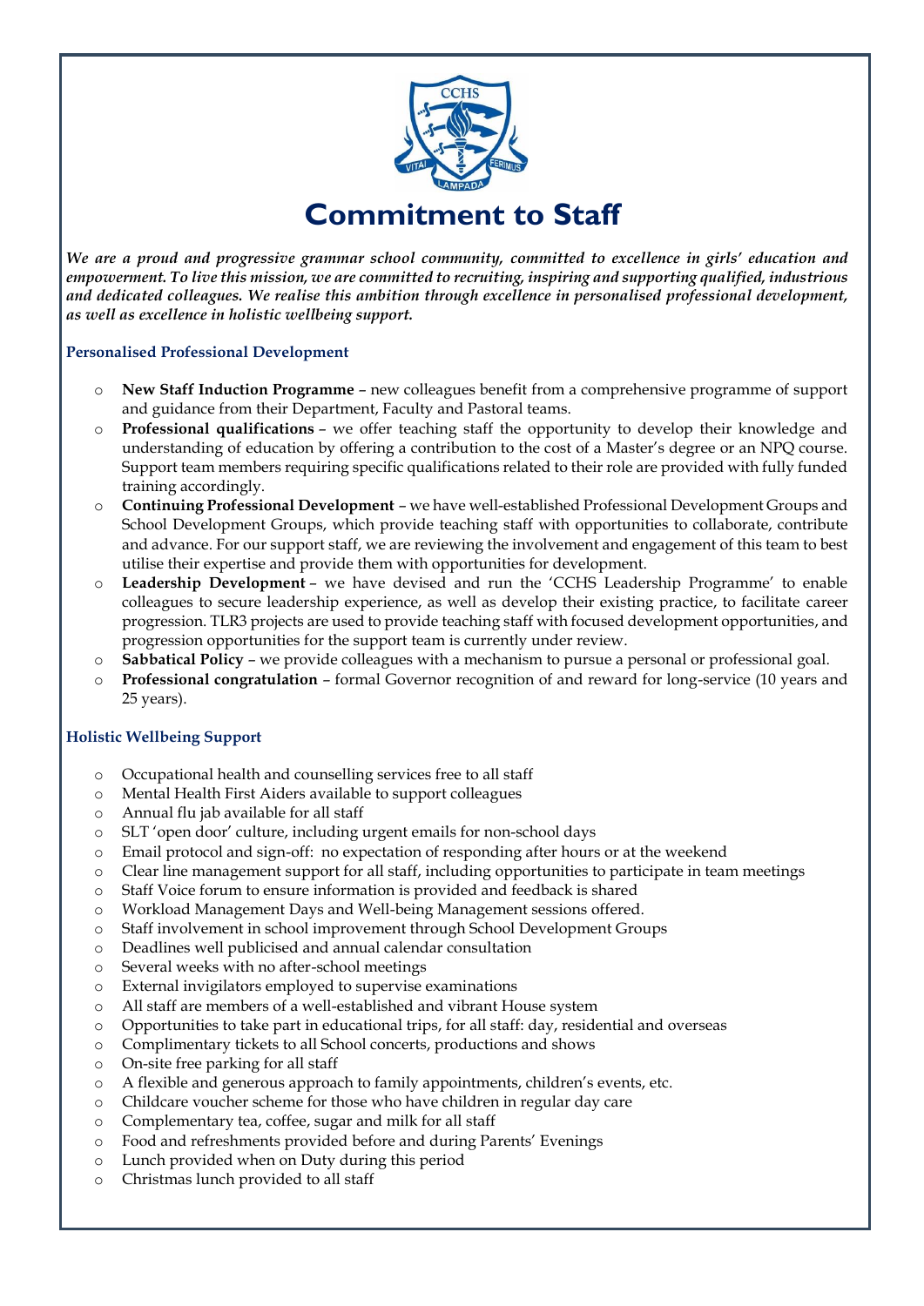# Commitment to Staff

*We are a proud and progressive grammar school community, committed to excellence in girls' education and empowerment. To live this mission, we are committed to recruiting, inspiring and supporting qualified, industrious and dedicated colleagues. We realise this ambition through excellence in personalised professional development, as well as excellence in holistic wellbeing support.*

## Personalised Professional Development

- **New Staff Induction Programme** – new colleagues benefit from a comprehensive programme of support and guidance from their Department, Faculty and Pastoral teams.
- **Professional qualifications** – we offer teaching staff the opportunity to develop their knowledge and understanding of education by offering a contribution to the cost of a Master's degree or an NPQ course. Support team members requiring specific qualifications related to their role are provided with fully funded training accordingly.
- **Continuing Professional Development** – we have well-established Professional Development Groups and School Development Groups, which provide teaching staff with opportunities to collaborate, contribute and advance. For our support staff, we are reviewing the involvement and engagement of this team to best utilise their expertise and provide them with opportunities for development.
- **Leadership Development** – we have devised and run the 'CCHS Leadership Programme' to enable colleagues to secure leadership experience, as well as develop their existing practice, to facilitate career progression. TLR3 projects are used to provide teaching staff with focused development opportunities, and progression opportunities for the support team is currently under review.
- **Sabbatical Policy** – we provide colleagues with a mechanism to pursue a personal or professional goal.
- **Professional congratulation** – formal Governor recognition of and reward for long-service (10 years and 25 years).

## Holistic Wellbeing Support

- Occupational health and counselling services free to all staff
- Mental Health First Aiders available to support colleagues
- Annual flu jab available for all staff
- SLT 'open door' culture, including urgent emails for non-school days
- Email protocol and sign-off: no expectation of responding after hours or at the weekend
- Clear line management support for all staff, including opportunities to participate in team meetings
- Staff Voice forum to ensure information is provided and feedback is shared
- Workload Management Days and Well-being Management sessions offered.
- Staff involvement in school improvement through School Development Groups
- Deadlines well publicised and annual calendar consultation
- Several weeks with no after-school meetings
- External invigilators employed to supervise examinations
- All staff are members of a well-established and vibrant House system
- Opportunities to take part in educational trips, for all staff: day, residential and overseas
- Complimentary tickets to all School concerts, productions and shows
- On-site free parking for all staff
- A flexible and generous approach to family appointments, children's events, etc.
- Childcare voucher scheme for those who have children in regular day care
- Complementary tea, coffee, sugar and milk for all staff
- Food and refreshments provided before and during Parents' Evenings
- Lunch provided when on Duty during this period
- Christmas lunch provided to all staff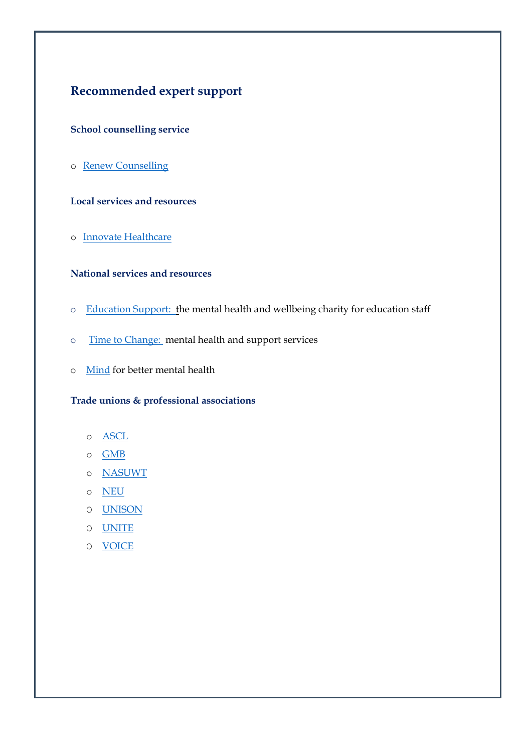## Recommended expert support

**School counselling service**

- Renew Counselling

**Local services and resources**

- Innovate Healthcare

**National services and resources**

- Education Support: the mental health and wellbeing charity for education staff
- Time to Change: mental health and support services
- Mind for better mental health

**Trade unions & professional associations**

- ASCL
- GMB
- NASUWT
- NEU
- UNISON
- UNITE
- VOICE